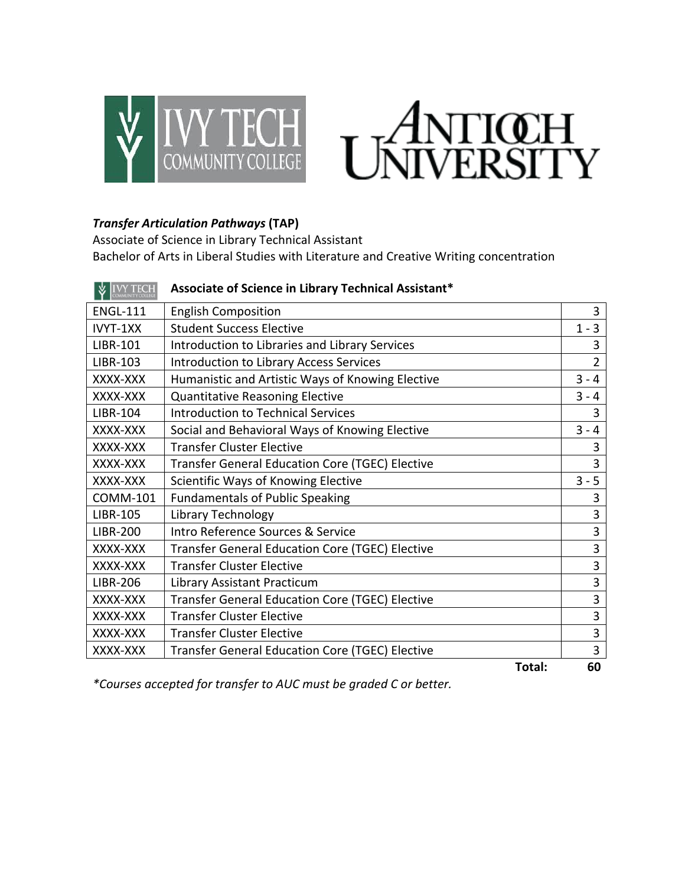***Transfer Articulation Pathways* (TAP)**
Associate of Science in Library Technical Assistant
Bachelor of Arts in Liberal Studies with Literature and Creative Writing concentration

### Associate of Science in Library Technical Assistant*

| | | |
|---|---|---|
| ENGL-111 | English Composition | 3 |
| IVYT-1XX | Student Success Elective | 1 - 3 |
| LIBR-101 | Introduction to Libraries and Library Services | 3 |
| LIBR-103 | Introduction to Library Access Services | 2 |
| XXXX-XXX | Humanistic and Artistic Ways of Knowing Elective | 3 - 4 |
| XXXX-XXX | Quantitative Reasoning Elective | 3 - 4 |
| LIBR-104 | Introduction to Technical Services | 3 |
| XXXX-XXX | Social and Behavioral Ways of Knowing Elective | 3 - 4 |
| XXXX-XXX | Transfer Cluster Elective | 3 |
| XXXX-XXX | Transfer General Education Core (TGEC) Elective | 3 |
| XXXX-XXX | Scientific Ways of Knowing Elective | 3 - 5 |
| COMM-101 | Fundamentals of Public Speaking | 3 |
| LIBR-105 | Library Technology | 3 |
| LIBR-200 | Intro Reference Sources & Service | 3 |
| XXXX-XXX | Transfer General Education Core (TGEC) Elective | 3 |
| XXXX-XXX | Transfer Cluster Elective | 3 |
| LIBR-206 | Library Assistant Practicum | 3 |
| XXXX-XXX | Transfer General Education Core (TGEC) Elective | 3 |
| XXXX-XXX | Transfer Cluster Elective | 3 |
| XXXX-XXX | Transfer Cluster Elective | 3 |
| XXXX-XXX | Transfer General Education Core (TGEC) Elective | 3 |
| | **Total:** | **60** |

**Courses accepted for transfer to AUC must be graded C or better.*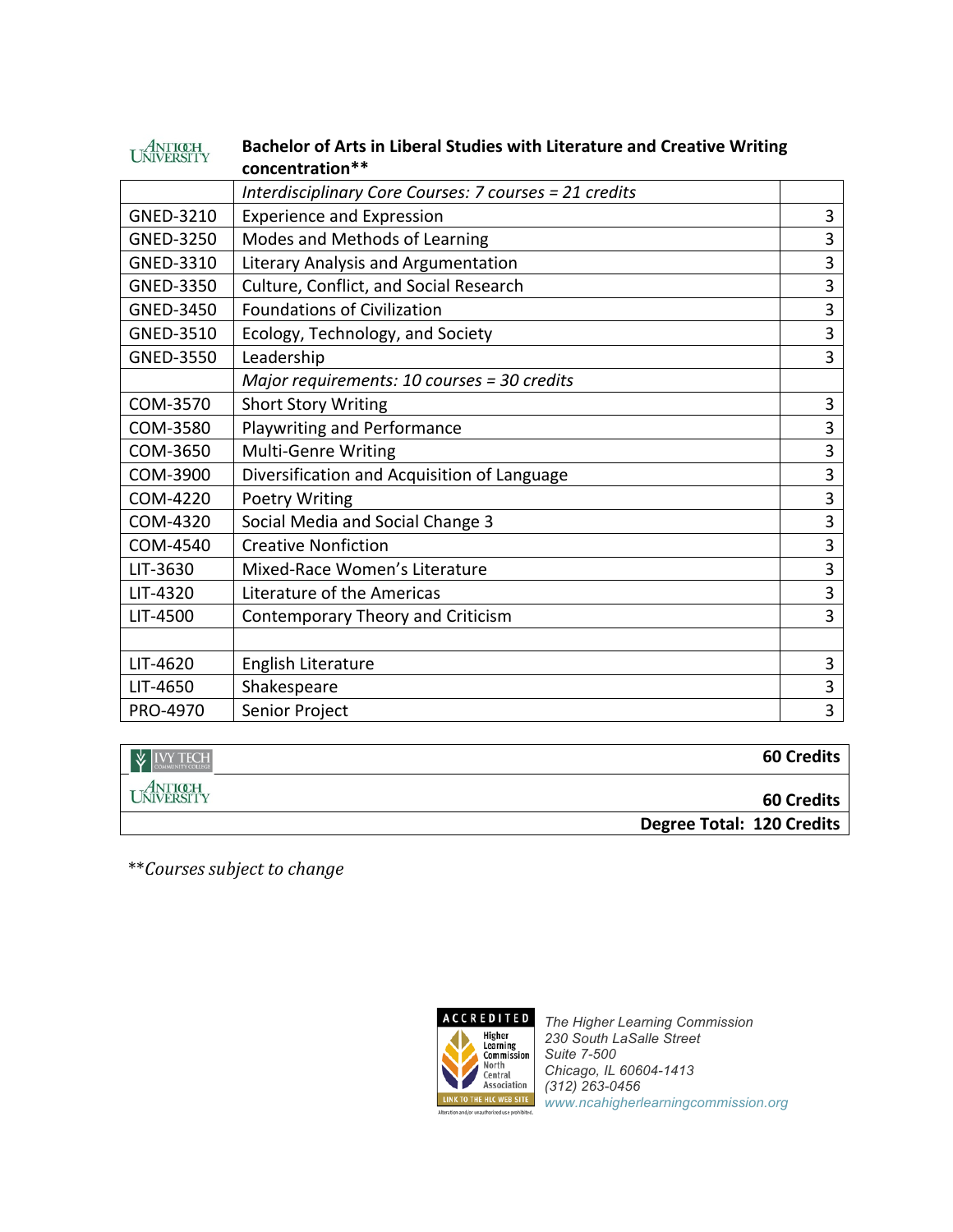**Bachelor of Arts in Liberal Studies with Literature and Creative Writing concentration****

| | | |
|---|---|---|
| | *Interdisciplinary Core Courses: 7 courses = 21 credits* | |
| GNED-3210 | Experience and Expression | 3 |
| GNED-3250 | Modes and Methods of Learning | 3 |
| GNED-3310 | Literary Analysis and Argumentation | 3 |
| GNED-3350 | Culture, Conflict, and Social Research | 3 |
| GNED-3450 | Foundations of Civilization | 3 |
| GNED-3510 | Ecology, Technology, and Society | 3 |
| GNED-3550 | Leadership | 3 |
| | *Major requirements: 10 courses = 30 credits* | |
| COM-3570 | Short Story Writing | 3 |
| COM-3580 | Playwriting and Performance | 3 |
| COM-3650 | Multi-Genre Writing | 3 |
| COM-3900 | Diversification and Acquisition of Language | 3 |
| COM-4220 | Poetry Writing | 3 |
| COM-4320 | Social Media and Social Change 3 | 3 |
| COM-4540 | Creative Nonfiction | 3 |
| LIT-3630 | Mixed-Race Women's Literature | 3 |
| LIT-4320 | Literature of the Americas | 3 |
| LIT-4500 | Contemporary Theory and Criticism | 3 |
| | | |
| LIT-4620 | English Literature | 3 |
| LIT-4650 | Shakespeare | 3 |
| PRO-4970 | Senior Project | 3 |

| | |
|---|---|
| Ivy Tech Community College | **60 Credits** |
| Antioch University | **60 Credits** |
| | **Degree Total: 120 Credits** |

***Courses subject to change*

ACCREDITED Higher Learning Commission North Central Association

LINK TO THE HLC WEB SITE

*The Higher Learning Commission*
*230 South LaSalle Street*
*Suite 7-500*
*Chicago, IL 60604-1413*
*(312) 263-0456*
*www.ncahigherlearningcommission.org*